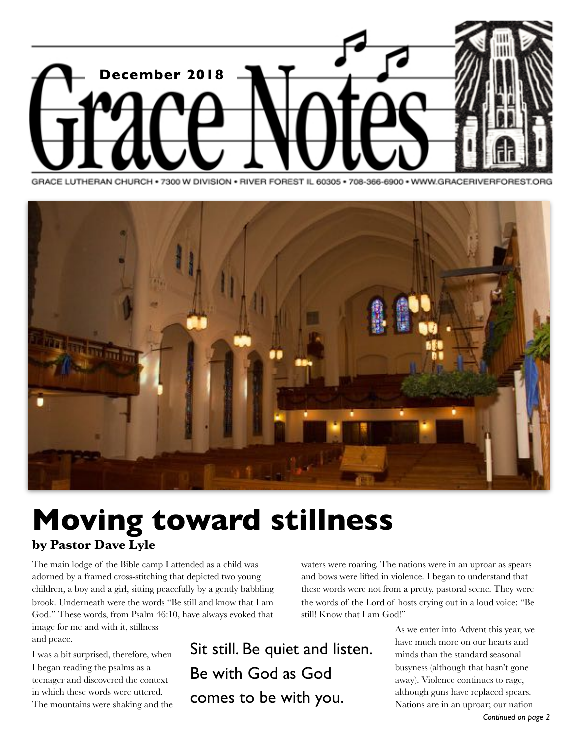# Grace Notes

**December 2018**

GRACE LUTHERAN CHURCH • 7300 W DIVISION • RIVER FOREST IL 60305 • 708-366-6900 • WWW.GRACERIVERFOREST.ORG

# Moving toward stillness

**by Pastor Dave Lyle**

The main lodge of the Bible camp I attended as a child was adorned by a framed cross-stitching that depicted two young children, a boy and a girl, sitting peacefully by a gently babbling brook. Underneath were the words "Be still and know that I am God." These words, from Psalm 46:10, have always evoked that image for me and with it, stillness and peace.

I was a bit surprised, therefore, when I began reading the psalms as a teenager and discovered the context in which these words were uttered. The mountains were shaking and the waters were roaring. The nations were in an uproar as spears and bows were lifted in violence. I began to understand that these words were not from a pretty, pastoral scene. They were the words of the Lord of hosts crying out in a loud voice: "Be still! Know that I am God!"

> Sit still. Be quiet and listen. Be with God as God comes to be with you.

As we enter into Advent this year, we have much more on our hearts and minds than the standard seasonal busyness (although that hasn't gone away). Violence continues to rage, although guns have replaced spears. Nations are in an uproar; our nation

*Continued on page 2*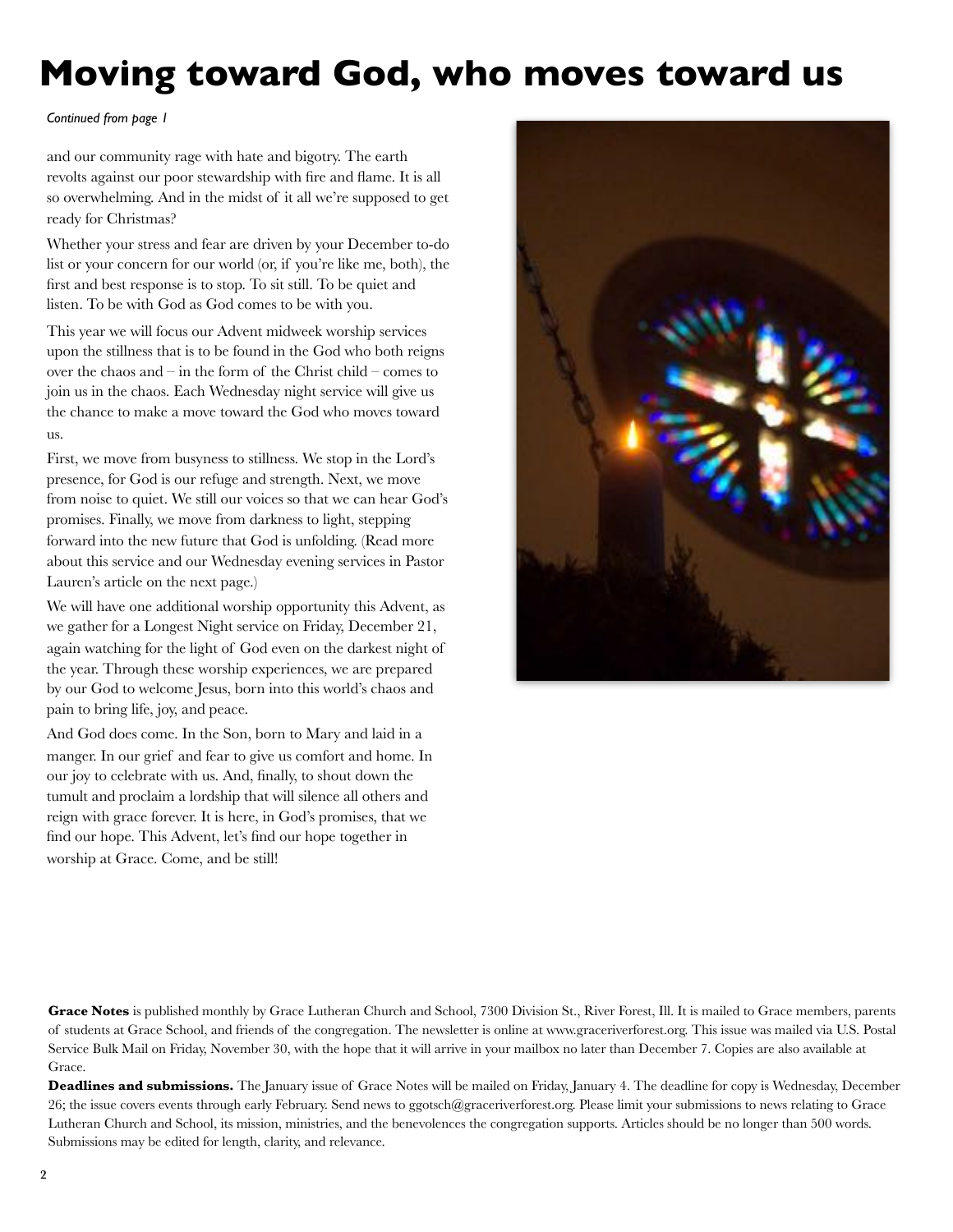# Moving toward God, who moves toward us

*Continued from page 1*

and our community rage with hate and bigotry. The earth revolts against our poor stewardship with fire and flame. It is all so overwhelming. And in the midst of it all we're supposed to get ready for Christmas?

Whether your stress and fear are driven by your December to-do list or your concern for our world (or, if you're like me, both), the first and best response is to stop. To sit still. To be quiet and listen. To be with God as God comes to be with you.

This year we will focus our Advent midweek worship services upon the stillness that is to be found in the God who both reigns over the chaos and – in the form of the Christ child – comes to join us in the chaos. Each Wednesday night service will give us the chance to make a move toward the God who moves toward us.

First, we move from busyness to stillness. We stop in the Lord's presence, for God is our refuge and strength. Next, we move from noise to quiet. We still our voices so that we can hear God's promises. Finally, we move from darkness to light, stepping forward into the new future that God is unfolding. (Read more about this service and our Wednesday evening services in Pastor Lauren's article on the next page.)

We will have one additional worship opportunity this Advent, as we gather for a Longest Night service on Friday, December 21, again watching for the light of God even on the darkest night of the year. Through these worship experiences, we are prepared by our God to welcome Jesus, born into this world's chaos and pain to bring life, joy, and peace.

And God does come. In the Son, born to Mary and laid in a manger. In our grief and fear to give us comfort and home. In our joy to celebrate with us. And, finally, to shout down the tumult and proclaim a lordship that will silence all others and reign with grace forever. It is here, in God's promises, that we find our hope. This Advent, let's find our hope together in worship at Grace. Come, and be still!

**Grace Notes** is published monthly by Grace Lutheran Church and School, 7300 Division St., River Forest, Ill. It is mailed to Grace members, parents of students at Grace School, and friends of the congregation. The newsletter is online at www.graceriverforest.org. This issue was mailed via U.S. Postal Service Bulk Mail on Friday, November 30, with the hope that it will arrive in your mailbox no later than December 7. Copies are also available at Grace.

**Deadlines and submissions.** The January issue of Grace Notes will be mailed on Friday, January 4. The deadline for copy is Wednesday, December 26; the issue covers events through early February. Send news to ggotsch@graceriverforest.org. Please limit your submissions to news relating to Grace Lutheran Church and School, its mission, ministries, and the benevolences the congregation supports. Articles should be no longer than 500 words. Submissions may be edited for length, clarity, and relevance.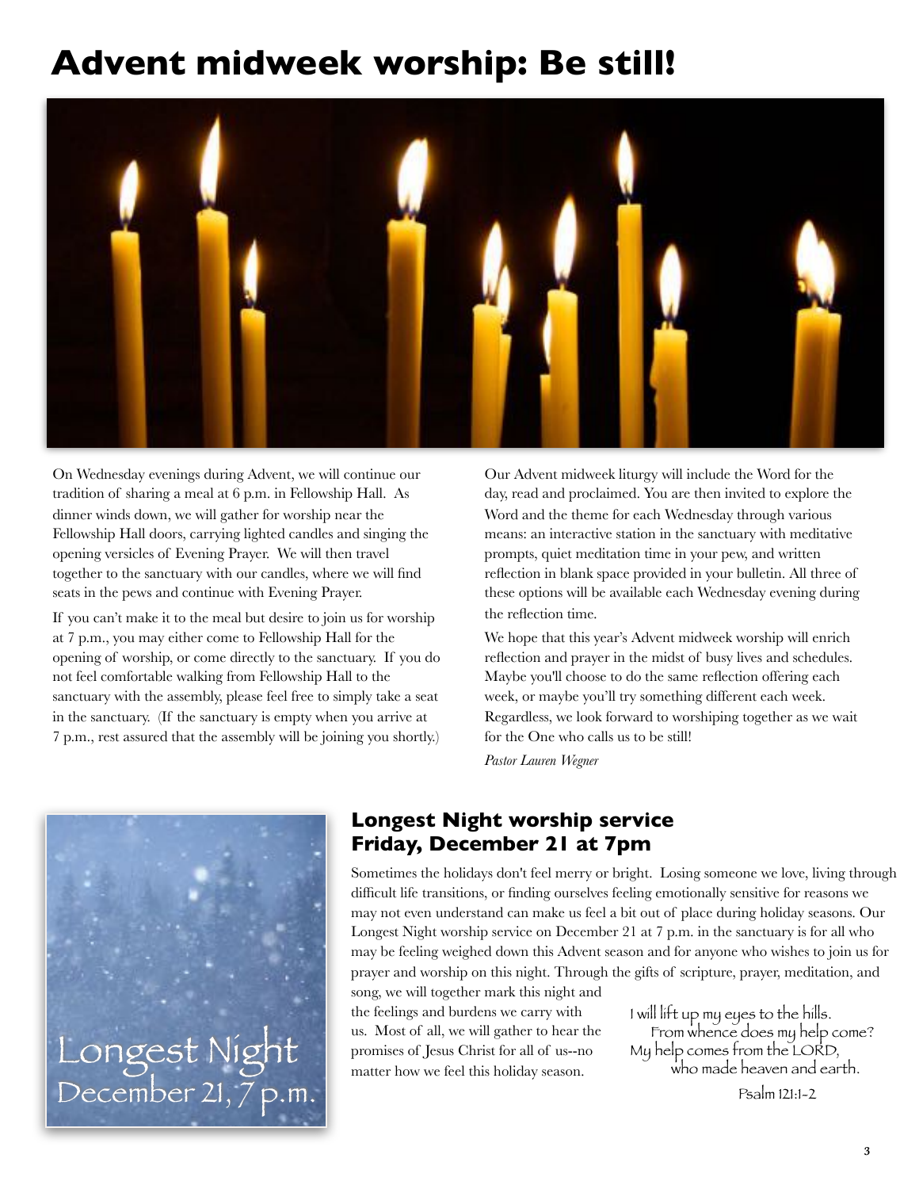# Advent midweek worship: Be still!

On Wednesday evenings during Advent, we will continue our tradition of sharing a meal at 6 p.m. in Fellowship Hall. As dinner winds down, we will gather for worship near the Fellowship Hall doors, carrying lighted candles and singing the opening versicles of Evening Prayer. We will then travel together to the sanctuary with our candles, where we will find seats in the pews and continue with Evening Prayer.

If you can't make it to the meal but desire to join us for worship at 7 p.m., you may either come to Fellowship Hall for the opening of worship, or come directly to the sanctuary. If you do not feel comfortable walking from Fellowship Hall to the sanctuary with the assembly, please feel free to simply take a seat in the sanctuary. (If the sanctuary is empty when you arrive at 7 p.m., rest assured that the assembly will be joining you shortly.)

Our Advent midweek liturgy will include the Word for the day, read and proclaimed. You are then invited to explore the Word and the theme for each Wednesday through various means: an interactive station in the sanctuary with meditative prompts, quiet meditation time in your pew, and written reflection in blank space provided in your bulletin. All three of these options will be available each Wednesday evening during the reflection time.

We hope that this year's Advent midweek worship will enrich reflection and prayer in the midst of busy lives and schedules. Maybe you'll choose to do the same reflection offering each week, or maybe you'll try something different each week. Regardless, we look forward to worshiping together as we wait for the One who calls us to be still!

*Pastor Lauren Wegner*

Longest Night
December 21, 7 p.m.

## Longest Night worship service
## Friday, December 21 at 7pm

Sometimes the holidays don't feel merry or bright. Losing someone we love, living through difficult life transitions, or finding ourselves feeling emotionally sensitive for reasons we may not even understand can make us feel a bit out of place during holiday seasons. Our Longest Night worship service on December 21 at 7 p.m. in the sanctuary is for all who may be feeling weighed down this Advent season and for anyone who wishes to join us for prayer and worship on this night. Through the gifts of scripture, prayer, meditation, and song, we will together mark this night and the feelings and burdens we carry with us. Most of all, we will gather to hear the promises of Jesus Christ for all of us--no matter how we feel this holiday season.

I will lift up my eyes to the hills.
From whence does my help come?
My help comes from the LORD,
who made heaven and earth.

Psalm 121:1-2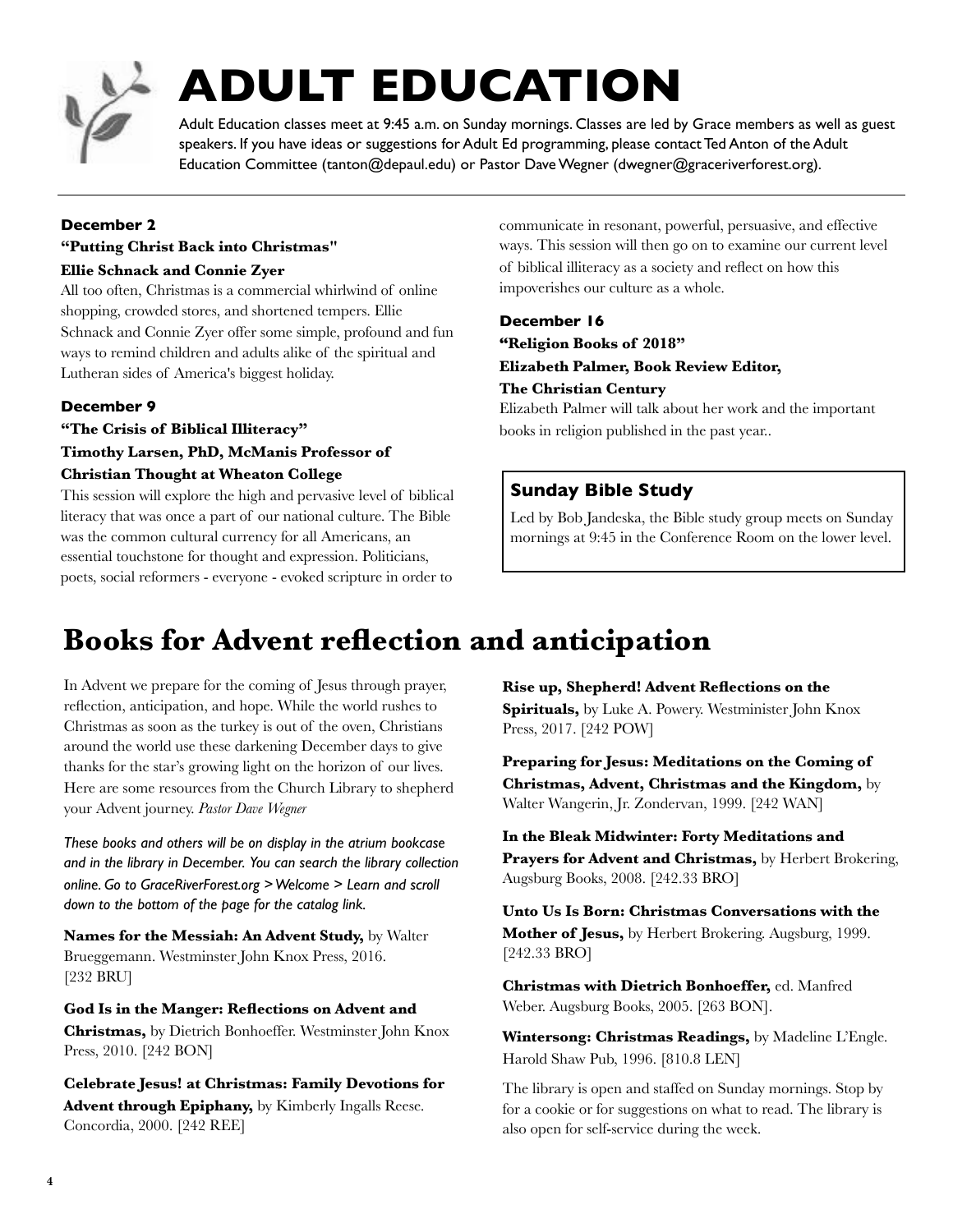# ADULT EDUCATION

Adult Education classes meet at 9:45 a.m. on Sunday mornings. Classes are led by Grace members as well as guest speakers. If you have ideas or suggestions for Adult Ed programming, please contact Ted Anton of the Adult Education Committee (tanton@depaul.edu) or Pastor Dave Wegner (dwegner@graceriverforest.org).

### December 2

**"Putting Christ Back into Christmas"**

**Ellie Schnack and Connie Zyer**

All too often, Christmas is a commercial whirlwind of online shopping, crowded stores, and shortened tempers. Ellie Schnack and Connie Zyer offer some simple, profound and fun ways to remind children and adults alike of the spiritual and Lutheran sides of America's biggest holiday.

### December 9

**"The Crisis of Biblical Illiteracy"**

**Timothy Larsen, PhD, McManis Professor of Christian Thought at Wheaton College**

This session will explore the high and pervasive level of biblical literacy that was once a part of our national culture. The Bible was the common cultural currency for all Americans, an essential touchstone for thought and expression. Politicians, poets, social reformers - everyone - evoked scripture in order to communicate in resonant, powerful, persuasive, and effective ways. This session will then go on to examine our current level of biblical illiteracy as a society and reflect on how this impoverishes our culture as a whole.

### December 16

**"Religion Books of 2018"**

**Elizabeth Palmer, Book Review Editor, The Christian Century**

Elizabeth Palmer will talk about her work and the important books in religion published in the past year..

### Sunday Bible Study

Led by Bob Jandeska, the Bible study group meets on Sunday mornings at 9:45 in the Conference Room on the lower level.

## Books for Advent reflection and anticipation

In Advent we prepare for the coming of Jesus through prayer, reflection, anticipation, and hope. While the world rushes to Christmas as soon as the turkey is out of the oven, Christians around the world use these darkening December days to give thanks for the star's growing light on the horizon of our lives. Here are some resources from the Church Library to shepherd your Advent journey. *Pastor Dave Wegner*

*These books and others will be on display in the atrium bookcase and in the library in December. You can search the library collection online. Go to GraceRiverForest.org > Welcome > Learn and scroll down to the bottom of the page for the catalog link.*

**Names for the Messiah: An Advent Study,** by Walter Brueggemann. Westminster John Knox Press, 2016. [232 BRU]

**God Is in the Manger: Reflections on Advent and Christmas,** by Dietrich Bonhoeffer. Westminster John Knox Press, 2010. [242 BON]

**Celebrate Jesus! at Christmas: Family Devotions for Advent through Epiphany,** by Kimberly Ingalls Reese. Concordia, 2000. [242 REE]

**Rise up, Shepherd! Advent Reflections on the Spirituals,** by Luke A. Powery. Westminister John Knox Press, 2017. [242 POW]

**Preparing for Jesus: Meditations on the Coming of Christmas, Advent, Christmas and the Kingdom,** by Walter Wangerin, Jr. Zondervan, 1999. [242 WAN]

**In the Bleak Midwinter: Forty Meditations and Prayers for Advent and Christmas,** by Herbert Brokering, Augsburg Books, 2008. [242.33 BRO]

**Unto Us Is Born: Christmas Conversations with the Mother of Jesus,** by Herbert Brokering. Augsburg, 1999. [242.33 BRO]

**Christmas with Dietrich Bonhoeffer,** ed. Manfred Weber. Augsburg Books, 2005. [263 BON].

**Wintersong: Christmas Readings,** by Madeline L'Engle. Harold Shaw Pub, 1996. [810.8 LEN]

The library is open and staffed on Sunday mornings. Stop by for a cookie or for suggestions on what to read. The library is also open for self-service during the week.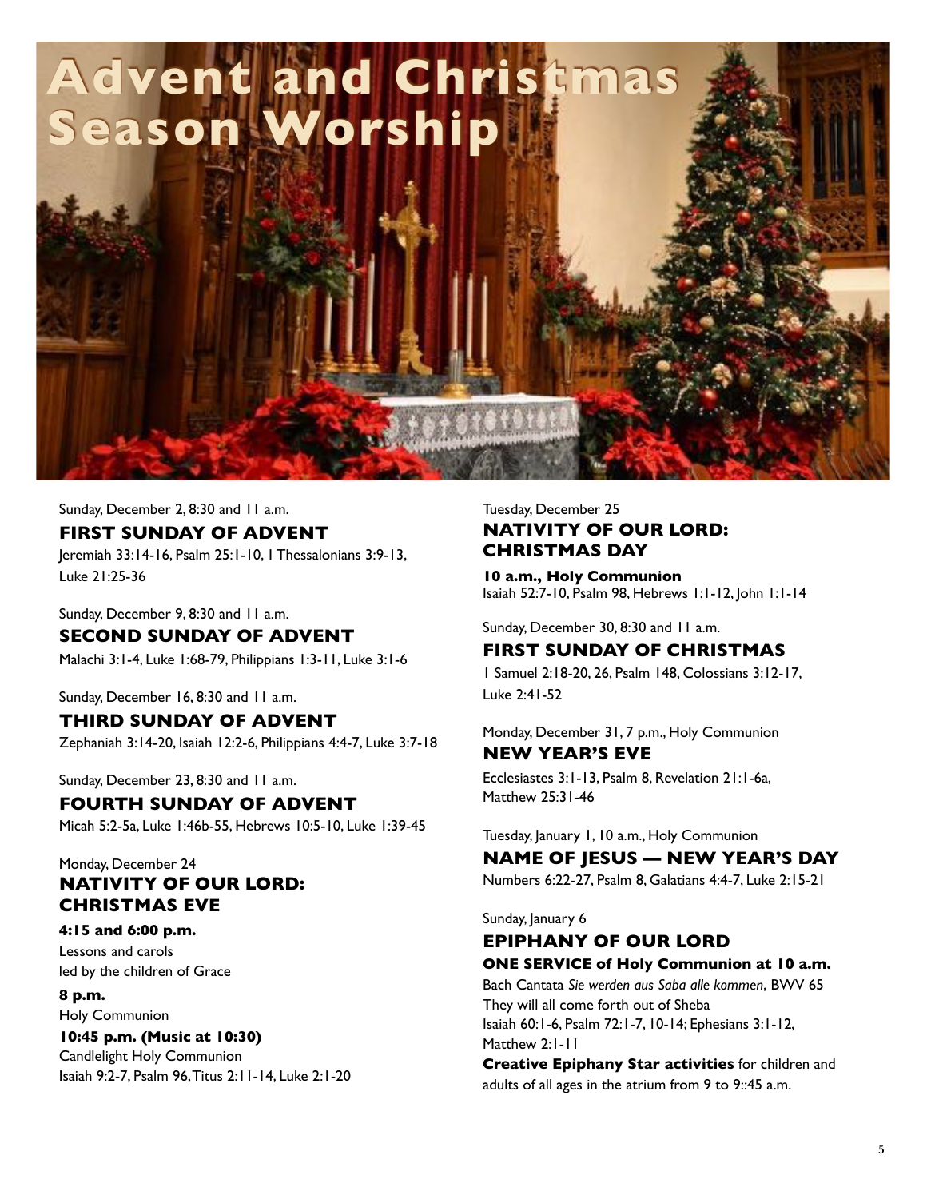# Advent and Christmas Season Worship

Sunday, December 2, 8:30 and 11 a.m.

## FIRST SUNDAY OF ADVENT

Jeremiah 33:14-16, Psalm 25:1-10, 1 Thessalonians 3:9-13, Luke 21:25-36

Sunday, December 9, 8:30 and 11 a.m.

## SECOND SUNDAY OF ADVENT

Malachi 3:1-4, Luke 1:68-79, Philippians 1:3-11, Luke 3:1-6

Sunday, December 16, 8:30 and 11 a.m.

## THIRD SUNDAY OF ADVENT

Zephaniah 3:14-20, Isaiah 12:2-6, Philippians 4:4-7, Luke 3:7-18

Sunday, December 23, 8:30 and 11 a.m.

## FOURTH SUNDAY OF ADVENT

Micah 5:2-5a, Luke 1:46b-55, Hebrews 10:5-10, Luke 1:39-45

Monday, December 24

## NATIVITY OF OUR LORD: CHRISTMAS EVE

**4:15 and 6:00 p.m.**
Lessons and carols
led by the children of Grace

**8 p.m.**
Holy Communion

**10:45 p.m. (Music at 10:30)**
Candlelight Holy Communion
Isaiah 9:2-7, Psalm 96, Titus 2:11-14, Luke 2:1-20

Tuesday, December 25

## NATIVITY OF OUR LORD: CHRISTMAS DAY

**10 a.m., Holy Communion**
Isaiah 52:7-10, Psalm 98, Hebrews 1:1-12, John 1:1-14

Sunday, December 30, 8:30 and 11 a.m.

## FIRST SUNDAY OF CHRISTMAS

1 Samuel 2:18-20, 26, Psalm 148, Colossians 3:12-17, Luke 2:41-52

Monday, December 31, 7 p.m., Holy Communion

## NEW YEAR'S EVE

Ecclesiastes 3:1-13, Psalm 8, Revelation 21:1-6a, Matthew 25:31-46

Tuesday, January 1, 10 a.m., Holy Communion

## NAME OF JESUS — NEW YEAR'S DAY

Numbers 6:22-27, Psalm 8, Galatians 4:4-7, Luke 2:15-21

Sunday, January 6

## EPIPHANY OF OUR LORD

**ONE SERVICE of Holy Communion at 10 a.m.**

Bach Cantata *Sie werden aus Saba alle kommen*, BWV 65
They will all come forth out of Sheba
Isaiah 60:1-6, Psalm 72:1-7, 10-14; Ephesians 3:1-12, Matthew 2:1-11

**Creative Epiphany Star activities** for children and adults of all ages in the atrium from 9 to 9::45 a.m.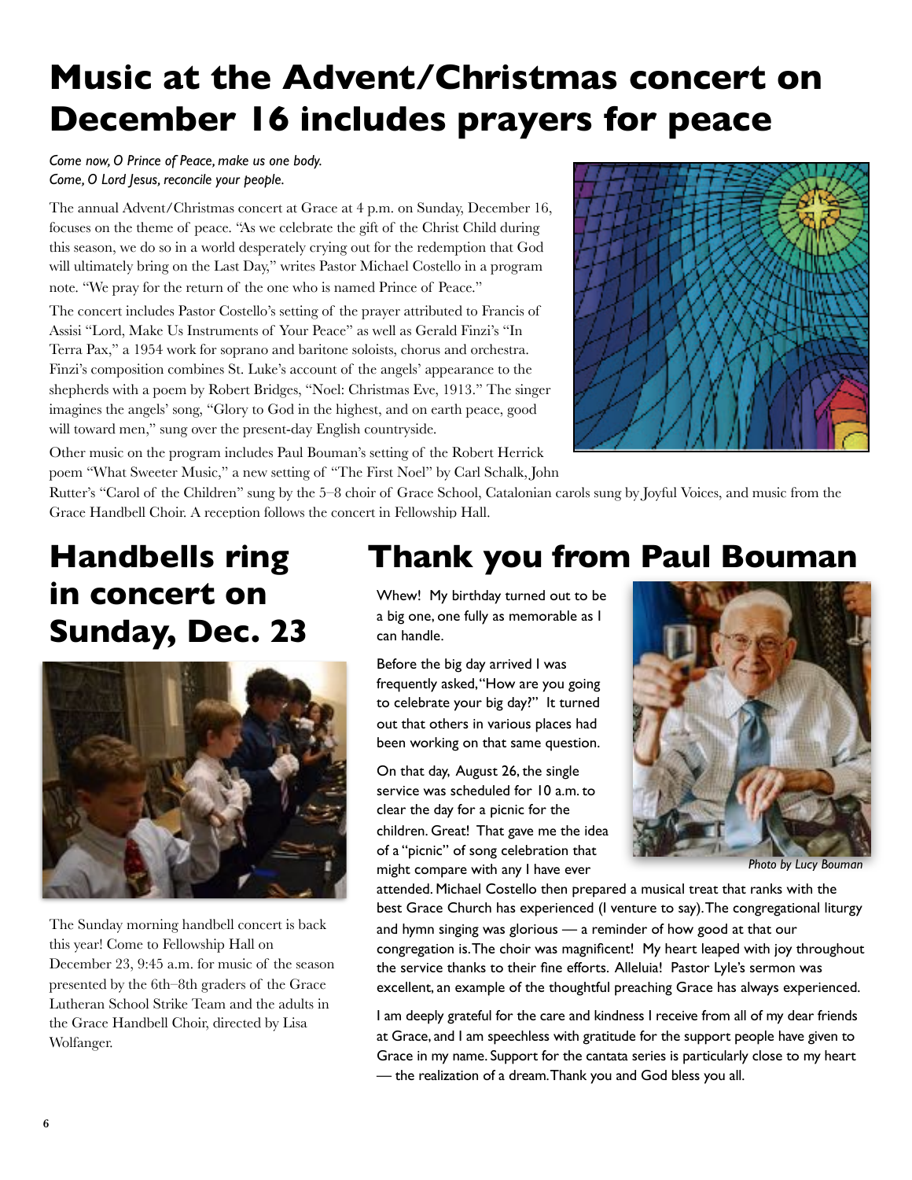# Music at the Advent/Christmas concert on December 16 includes prayers for peace

*Come now, O Prince of Peace, make us one body.*
*Come, O Lord Jesus, reconcile your people.*

The annual Advent/Christmas concert at Grace at 4 p.m. on Sunday, December 16, focuses on the theme of peace. "As we celebrate the gift of the Christ Child during this season, we do so in a world desperately crying out for the redemption that God will ultimately bring on the Last Day," writes Pastor Michael Costello in a program note. "We pray for the return of the one who is named Prince of Peace."

The concert includes Pastor Costello's setting of the prayer attributed to Francis of Assisi "Lord, Make Us Instruments of Your Peace" as well as Gerald Finzi's "In Terra Pax," a 1954 work for soprano and baritone soloists, chorus and orchestra. Finzi's composition combines St. Luke's account of the angels' appearance to the shepherds with a poem by Robert Bridges, "Noel: Christmas Eve, 1913." The singer imagines the angels' song, "Glory to God in the highest, and on earth peace, good will toward men," sung over the present-day English countryside.

Other music on the program includes Paul Bouman's setting of the Robert Herrick poem "What Sweeter Music," a new setting of "The First Noel" by Carl Schalk, John Rutter's "Carol of the Children" sung by the 5–8 choir of Grace School, Catalonian carols sung by Joyful Voices, and music from the Grace Handbell Choir. A reception follows the concert in Fellowship Hall.

## Handbells ring in concert on Sunday, Dec. 23

The Sunday morning handbell concert is back this year! Come to Fellowship Hall on December 23, 9:45 a.m. for music of the season presented by the 6th–8th graders of the Grace Lutheran School Strike Team and the adults in the Grace Handbell Choir, directed by Lisa Wolfanger.

## Thank you from Paul Bouman

Whew! My birthday turned out to be a big one, one fully as memorable as I can handle.

Before the big day arrived I was frequently asked, "How are you going to celebrate your big day?" It turned out that others in various places had been working on that same question.

On that day, August 26, the single service was scheduled for 10 a.m. to clear the day for a picnic for the children. Great! That gave me the idea of a "picnic" of song celebration that might compare with any I have ever attended. Michael Costello then prepared a musical treat that ranks with the best Grace Church has experienced (I venture to say). The congregational liturgy and hymn singing was glorious — a reminder of how good at that our congregation is. The choir was magnificent! My heart leaped with joy throughout the service thanks to their fine efforts. Alleluia! Pastor Lyle's sermon was excellent, an example of the thoughtful preaching Grace has always experienced.

*Photo by Lucy Bouman*

I am deeply grateful for the care and kindness I receive from all of my dear friends at Grace, and I am speechless with gratitude for the support people have given to Grace in my name. Support for the cantata series is particularly close to my heart — the realization of a dream. Thank you and God bless you all.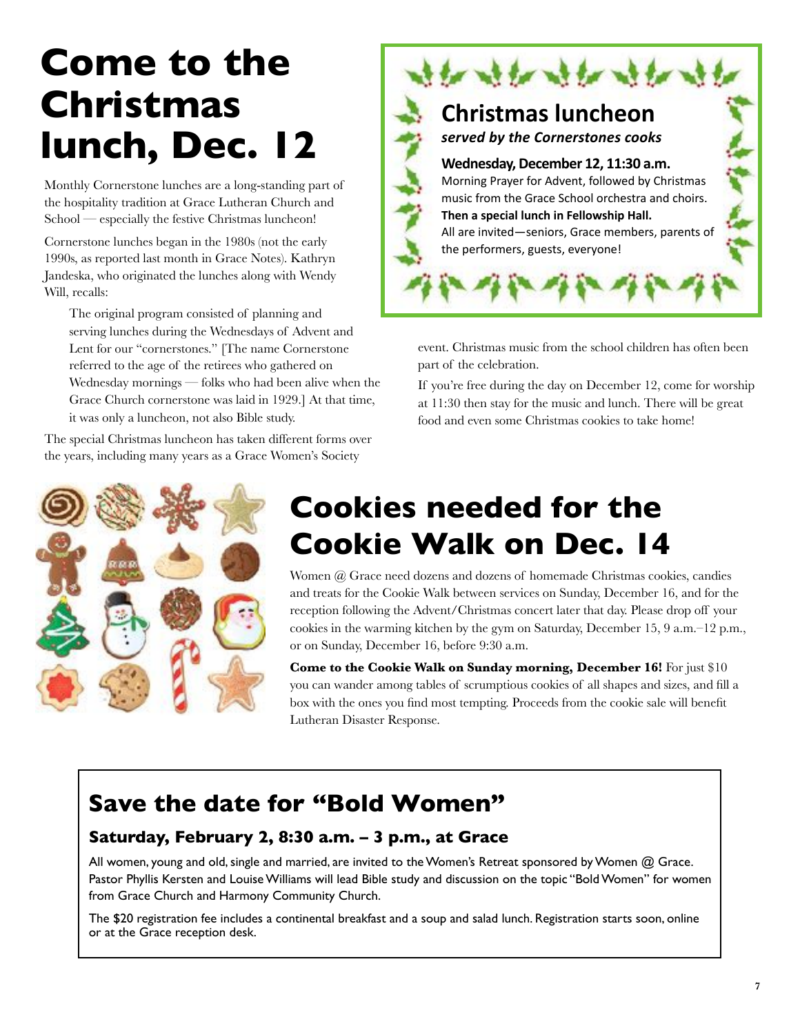# Come to the Christmas lunch, Dec. 12

Monthly Cornerstone lunches are a long-standing part of the hospitality tradition at Grace Lutheran Church and School — especially the festive Christmas luncheon!

Cornerstone lunches began in the 1980s (not the early 1990s, as reported last month in Grace Notes). Kathryn Jandeska, who originated the lunches along with Wendy Will, recalls:

> The original program consisted of planning and serving lunches during the Wednesdays of Advent and Lent for our "cornerstones." [The name Cornerstone referred to the age of the retirees who gathered on Wednesday mornings — folks who had been alive when the Grace Church cornerstone was laid in 1929.] At that time, it was only a luncheon, not also Bible study.

The special Christmas luncheon has taken different forms over the years, including many years as a Grace Women's Society event. Christmas music from the school children has often been part of the celebration.

If you're free during the day on December 12, come for worship at 11:30 then stay for the music and lunch. There will be great food and even some Christmas cookies to take home!

## Christmas luncheon

***served by the Cornerstones cooks***

**Wednesday, December 12, 11:30 a.m.**

Morning Prayer for Advent, followed by Christmas music from the Grace School orchestra and choirs.

**Then a special lunch in Fellowship Hall.**

All are invited—seniors, Grace members, parents of the performers, guests, everyone!

# Cookies needed for the Cookie Walk on Dec. 14

Women @ Grace need dozens and dozens of homemade Christmas cookies, candies and treats for the Cookie Walk between services on Sunday, December 16, and for the reception following the Advent/Christmas concert later that day. Please drop off your cookies in the warming kitchen by the gym on Saturday, December 15, 9 a.m.–12 p.m., or on Sunday, December 16, before 9:30 a.m.

**Come to the Cookie Walk on Sunday morning, December 16!** For just $10 you can wander among tables of scrumptious cookies of all shapes and sizes, and fill a box with the ones you find most tempting. Proceeds from the cookie sale will benefit Lutheran Disaster Response.

## Save the date for "Bold Women"

### Saturday, February 2, 8:30 a.m. – 3 p.m., at Grace

All women, young and old, single and married, are invited to the Women's Retreat sponsored by Women @ Grace. Pastor Phyllis Kersten and Louise Williams will lead Bible study and discussion on the topic "Bold Women" for women from Grace Church and Harmony Community Church.

The $20 registration fee includes a continental breakfast and a soup and salad lunch. Registration starts soon, online or at the Grace reception desk.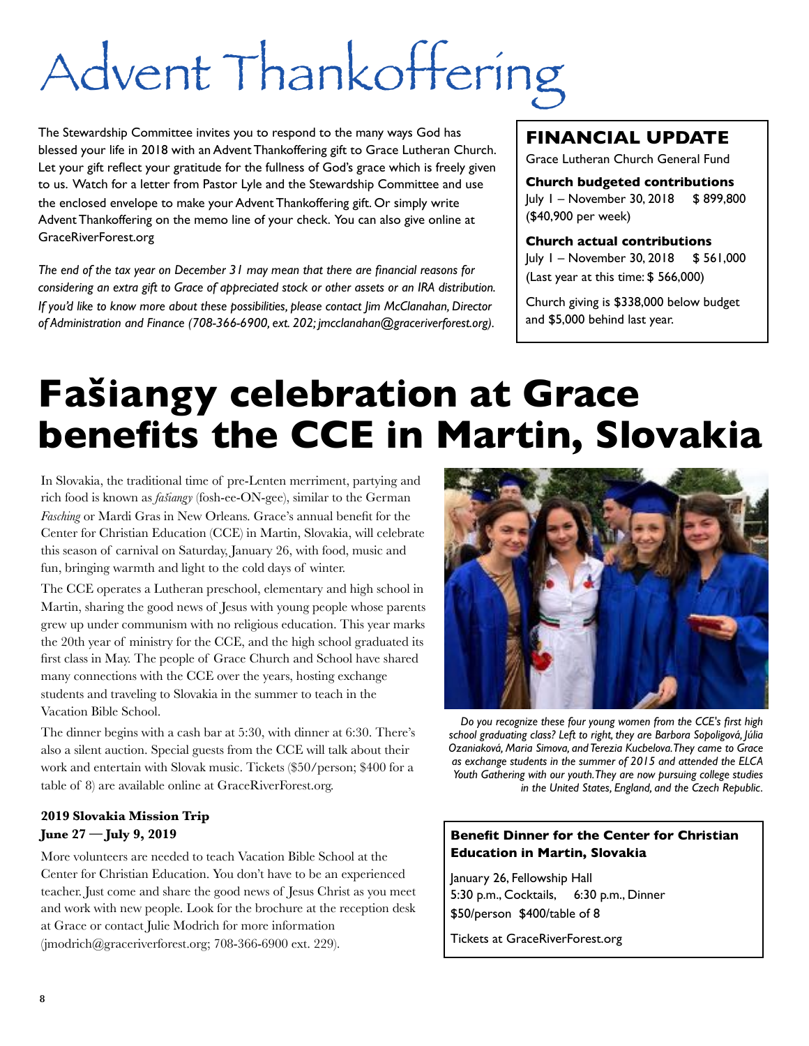# Advent Thankoffering

The Stewardship Committee invites you to respond to the many ways God has blessed your life in 2018 with an Advent Thankoffering gift to Grace Lutheran Church. Let your gift reflect your gratitude for the fullness of God's grace which is freely given to us. Watch for a letter from Pastor Lyle and the Stewardship Committee and use the enclosed envelope to make your Advent Thankoffering gift. Or simply write Advent Thankoffering on the memo line of your check. You can also give online at GraceRiverForest.org

*The end of the tax year on December 31 may mean that there are financial reasons for considering an extra gift to Grace of appreciated stock or other assets or an IRA distribution. If you'd like to know more about these possibilities, please contact Jim McClanahan, Director of Administration and Finance (708-366-6900, ext. 202; jmcclanahan@graceriverforest.org).*

## FINANCIAL UPDATE

Grace Lutheran Church General Fund

**Church budgeted contributions**
July 1 – November 30, 2018 $ 899,800
($40,900 per week)

**Church actual contributions**
July 1 – November 30, 2018 $ 561,000
(Last year at this time: $ 566,000)

Church giving is $338,000 below budget and $5,000 behind last year.

# Fašiangy celebration at Grace benefits the CCE in Martin, Slovakia

In Slovakia, the traditional time of pre-Lenten merriment, partying and rich food is known as *fašiangy* (fosh-ee-ON-gee), similar to the German *Fasching* or Mardi Gras in New Orleans. Grace's annual benefit for the Center for Christian Education (CCE) in Martin, Slovakia, will celebrate this season of carnival on Saturday, January 26, with food, music and fun, bringing warmth and light to the cold days of winter.

The CCE operates a Lutheran preschool, elementary and high school in Martin, sharing the good news of Jesus with young people whose parents grew up under communism with no religious education. This year marks the 20th year of ministry for the CCE, and the high school graduated its first class in May. The people of Grace Church and School have shared many connections with the CCE over the years, hosting exchange students and traveling to Slovakia in the summer to teach in the Vacation Bible School.

The dinner begins with a cash bar at 5:30, with dinner at 6:30. There's also a silent auction. Special guests from the CCE will talk about their work and entertain with Slovak music. Tickets ($50/person; $400 for a table of 8) are available online at GraceRiverForest.org.

*Do you recognize these four young women from the CCE's first high school graduating class? Left to right, they are Barbora Sopoligová, Júlia Ozaniaková, Maria Simova, and Terezia Kucbelova. They came to Grace as exchange students in the summer of 2015 and attended the ELCA Youth Gathering with our youth. They are now pursuing college studies in the United States, England, and the Czech Republic.*

### 2019 Slovakia Mission Trip
### June 27 — July 9, 2019

More volunteers are needed to teach Vacation Bible School at the Center for Christian Education. You don't have to be an experienced teacher. Just come and share the good news of Jesus Christ as you meet and work with new people. Look for the brochure at the reception desk at Grace or contact Julie Modrich for more information (jmodrich@graceriverforest.org; 708-366-6900 ext. 229).

**Benefit Dinner for the Center for Christian Education in Martin, Slovakia**

January 26, Fellowship Hall
5:30 p.m., Cocktails, 6:30 p.m., Dinner
$50/person $400/table of 8

Tickets at GraceRiverForest.org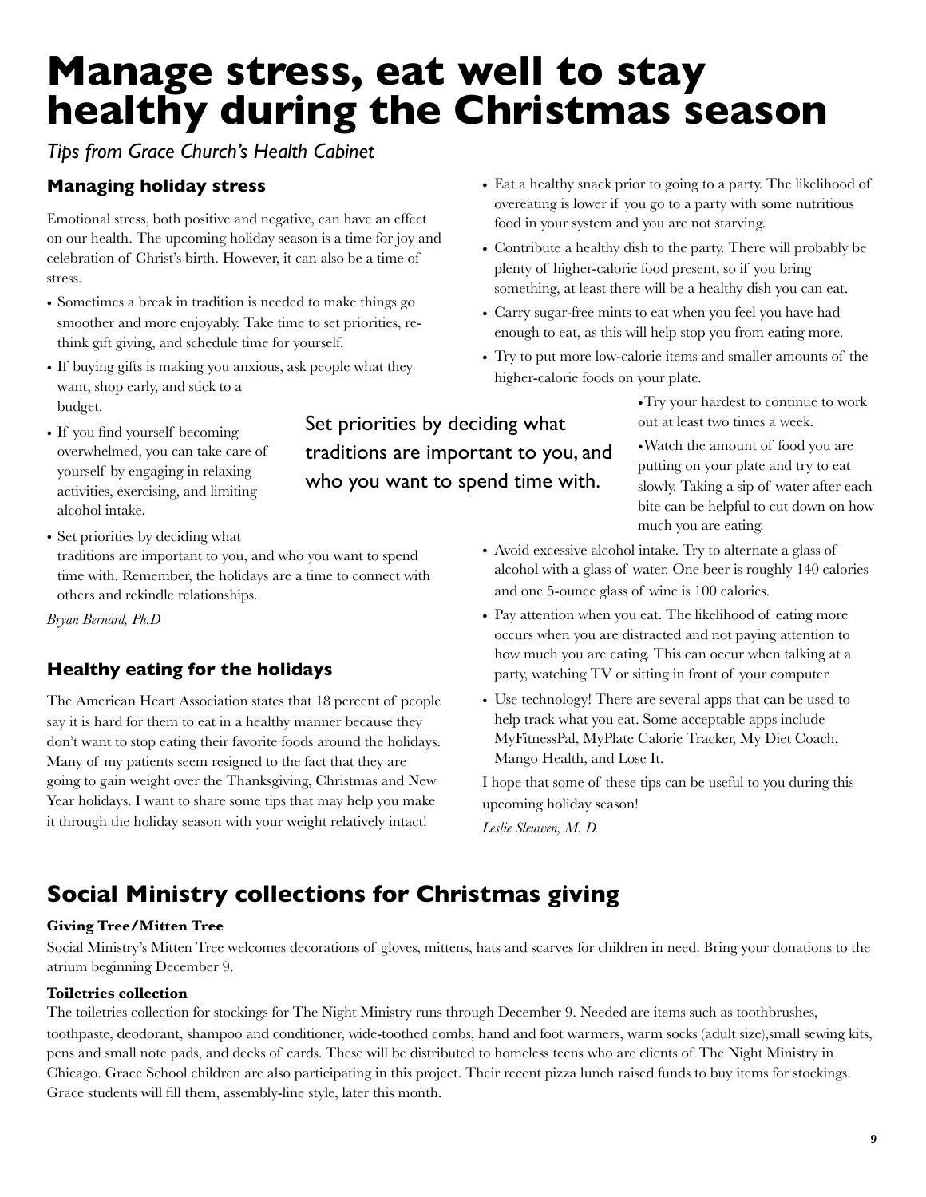# Manage stress, eat well to stay healthy during the Christmas season

*Tips from Grace Church's Health Cabinet*

### Managing holiday stress

Emotional stress, both positive and negative, can have an effect on our health. The upcoming holiday season is a time for joy and celebration of Christ's birth. However, it can also be a time of stress.

- Sometimes a break in tradition is needed to make things go smoother and more enjoyably. Take time to set priorities, re-think gift giving, and schedule time for yourself.
- If buying gifts is making you anxious, ask people what they want, shop early, and stick to a budget.
- If you find yourself becoming overwhelmed, you can take care of yourself by engaging in relaxing activities, exercising, and limiting alcohol intake.
- Set priorities by deciding what traditions are important to you, and who you want to spend time with. Remember, the holidays are a time to connect with others and rekindle relationships.

*Bryan Bernard, Ph.D*

Set priorities by deciding what traditions are important to you, and who you want to spend time with.

### Healthy eating for the holidays

The American Heart Association states that 18 percent of people say it is hard for them to eat in a healthy manner because they don't want to stop eating their favorite foods around the holidays. Many of my patients seem resigned to the fact that they are going to gain weight over the Thanksgiving, Christmas and New Year holidays. I want to share some tips that may help you make it through the holiday season with your weight relatively intact!

- Eat a healthy snack prior to going to a party. The likelihood of overeating is lower if you go to a party with some nutritious food in your system and you are not starving.
- Contribute a healthy dish to the party. There will probably be plenty of higher-calorie food present, so if you bring something, at least there will be a healthy dish you can eat.
- Carry sugar-free mints to eat when you feel you have had enough to eat, as this will help stop you from eating more.
- Try to put more low-calorie items and smaller amounts of the higher-calorie foods on your plate.
- Try your hardest to continue to work out at least two times a week.
- Watch the amount of food you are putting on your plate and try to eat slowly. Taking a sip of water after each bite can be helpful to cut down on how much you are eating.
- Avoid excessive alcohol intake. Try to alternate a glass of alcohol with a glass of water. One beer is roughly 140 calories and one 5-ounce glass of wine is 100 calories.
- Pay attention when you eat. The likelihood of eating more occurs when you are distracted and not paying attention to how much you are eating. This can occur when talking at a party, watching TV or sitting in front of your computer.
- Use technology! There are several apps that can be used to help track what you eat. Some acceptable apps include MyFitnessPal, MyPlate Calorie Tracker, My Diet Coach, Mango Health, and Lose It.

I hope that some of these tips can be useful to you during this upcoming holiday season!

*Leslie Sleuwen, M. D.*

## Social Ministry collections for Christmas giving

**Giving Tree/Mitten Tree**

Social Ministry's Mitten Tree welcomes decorations of gloves, mittens, hats and scarves for children in need. Bring your donations to the atrium beginning December 9.

**Toiletries collection**

The toiletries collection for stockings for The Night Ministry runs through December 9. Needed are items such as toothbrushes, toothpaste, deodorant, shampoo and conditioner, wide-toothed combs, hand and foot warmers, warm socks (adult size),small sewing kits, pens and small note pads, and decks of cards. These will be distributed to homeless teens who are clients of The Night Ministry in Chicago. Grace School children are also participating in this project. Their recent pizza lunch raised funds to buy items for stockings. Grace students will fill them, assembly-line style, later this month.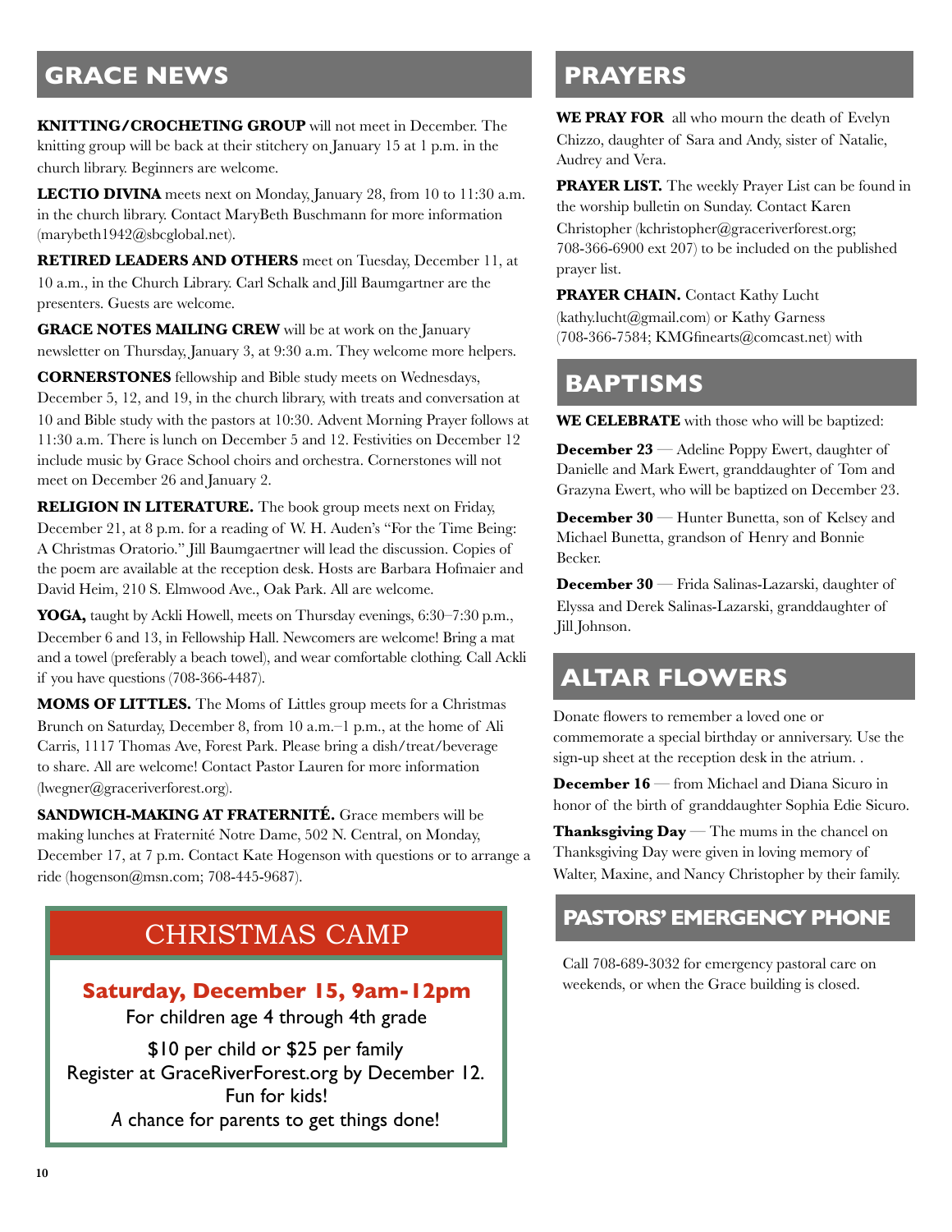## GRACE NEWS

**KNITTING/CROCHETING GROUP** will not meet in December. The knitting group will be back at their stitchery on January 15 at 1 p.m. in the church library. Beginners are welcome.

**LECTIO DIVINA** meets next on Monday, January 28, from 10 to 11:30 a.m. in the church library. Contact MaryBeth Buschmann for more information (marybeth1942@sbcglobal.net).

**RETIRED LEADERS AND OTHERS** meet on Tuesday, December 11, at 10 a.m., in the Church Library. Carl Schalk and Jill Baumgartner are the presenters. Guests are welcome.

**GRACE NOTES MAILING CREW** will be at work on the January newsletter on Thursday, January 3, at 9:30 a.m. They welcome more helpers.

**CORNERSTONES** fellowship and Bible study meets on Wednesdays, December 5, 12, and 19, in the church library, with treats and conversation at 10 and Bible study with the pastors at 10:30. Advent Morning Prayer follows at 11:30 a.m. There is lunch on December 5 and 12. Festivities on December 12 include music by Grace School choirs and orchestra. Cornerstones will not meet on December 26 and January 2.

**RELIGION IN LITERATURE.** The book group meets next on Friday, December 21, at 8 p.m. for a reading of W. H. Auden's "For the Time Being: A Christmas Oratorio." Jill Baumgaertner will lead the discussion. Copies of the poem are available at the reception desk. Hosts are Barbara Hofmaier and David Heim, 210 S. Elmwood Ave., Oak Park. All are welcome.

**YOGA,** taught by Ackli Howell, meets on Thursday evenings, 6:30–7:30 p.m., December 6 and 13, in Fellowship Hall. Newcomers are welcome! Bring a mat and a towel (preferably a beach towel), and wear comfortable clothing. Call Ackli if you have questions (708-366-4487).

**MOMS OF LITTLES.** The Moms of Littles group meets for a Christmas Brunch on Saturday, December 8, from 10 a.m.–1 p.m., at the home of Ali Carris, 1117 Thomas Ave, Forest Park. Please bring a dish/treat/beverage to share. All are welcome! Contact Pastor Lauren for more information (lwegner@graceriverforest.org).

**SANDWICH-MAKING AT FRATERNITÉ.** Grace members will be making lunches at Fraternité Notre Dame, 502 N. Central, on Monday, December 17, at 7 p.m. Contact Kate Hogenson with questions or to arrange a ride (hogenson@msn.com; 708-445-9687).

### CHRISTMAS CAMP

**Saturday, December 15, 9am-12pm**

For children age 4 through 4th grade

$10 per child or $25 per family

Register at GraceRiverForest.org by December 12.

Fun for kids!

A chance for parents to get things done!

## PRAYERS

**WE PRAY FOR** all who mourn the death of Evelyn Chizzo, daughter of Sara and Andy, sister of Natalie, Audrey and Vera.

**PRAYER LIST.** The weekly Prayer List can be found in the worship bulletin on Sunday. Contact Karen Christopher (kchristopher@graceriverforest.org; 708-366-6900 ext 207) to be included on the published prayer list.

**PRAYER CHAIN.** Contact Kathy Lucht (kathy.lucht@gmail.com) or Kathy Garness (708-366-7584; KMGfinearts@comcast.net) with

## BAPTISMS

**WE CELEBRATE** with those who will be baptized:

**December 23** — Adeline Poppy Ewert, daughter of Danielle and Mark Ewert, granddaughter of Tom and Grazyna Ewert, who will be baptized on December 23.

**December 30** — Hunter Bunetta, son of Kelsey and Michael Bunetta, grandson of Henry and Bonnie Becker.

**December 30** — Frida Salinas-Lazarski, daughter of Elyssa and Derek Salinas-Lazarski, granddaughter of Jill Johnson.

## ALTAR FLOWERS

Donate flowers to remember a loved one or commemorate a special birthday or anniversary. Use the sign-up sheet at the reception desk in the atrium. .

**December 16** — from Michael and Diana Sicuro in honor of the birth of granddaughter Sophia Edie Sicuro.

**Thanksgiving Day** — The mums in the chancel on Thanksgiving Day were given in loving memory of Walter, Maxine, and Nancy Christopher by their family.

## PASTORS' EMERGENCY PHONE

Call 708-689-3032 for emergency pastoral care on weekends, or when the Grace building is closed.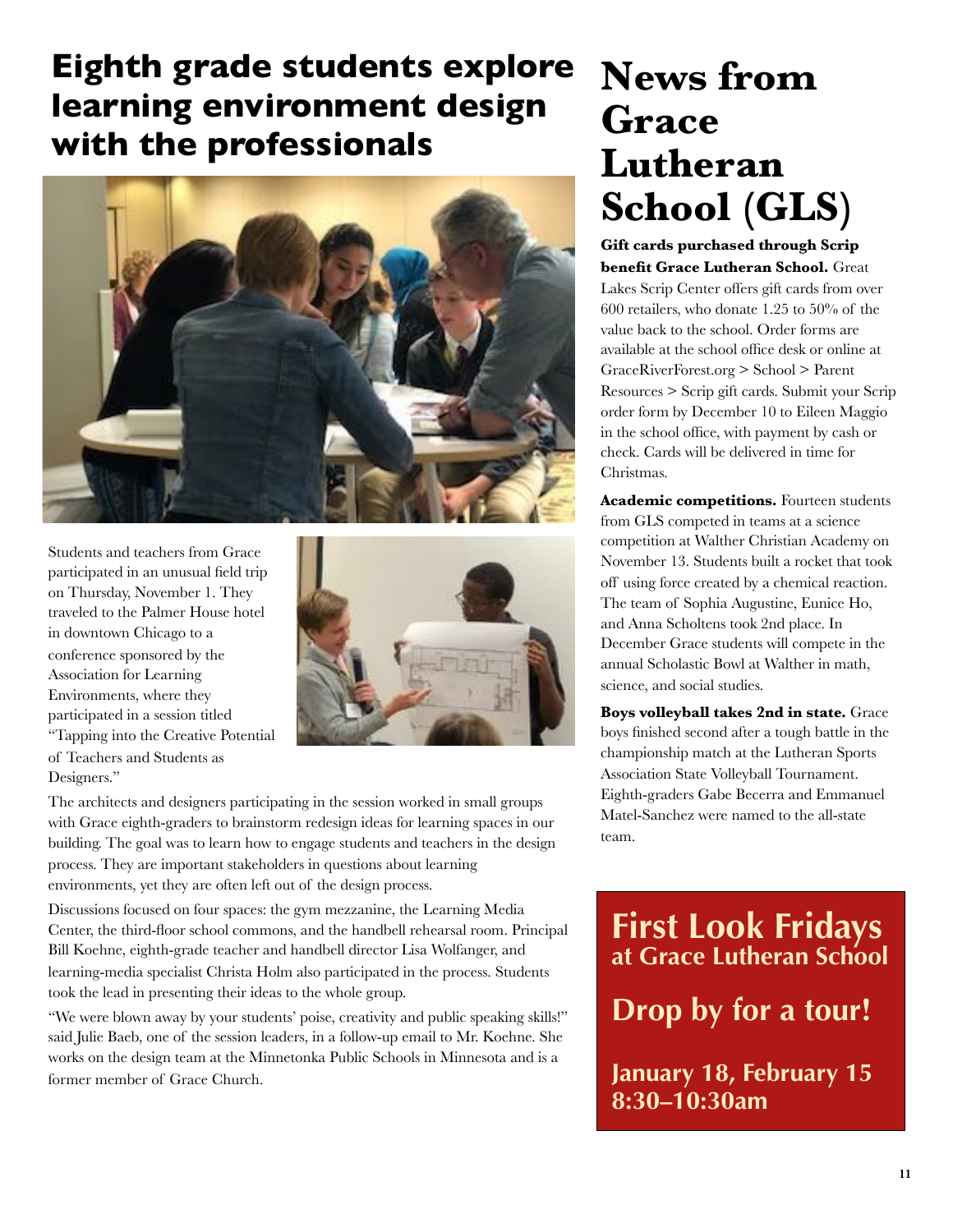## Eighth grade students explore learning environment design with the professionals

Students and teachers from Grace participated in an unusual field trip on Thursday, November 1. They traveled to the Palmer House hotel in downtown Chicago to a conference sponsored by the Association for Learning Environments, where they participated in a session titled "Tapping into the Creative Potential of Teachers and Students as Designers."

The architects and designers participating in the session worked in small groups with Grace eighth-graders to brainstorm redesign ideas for learning spaces in our building. The goal was to learn how to engage students and teachers in the design process. They are important stakeholders in questions about learning environments, yet they are often left out of the design process.

Discussions focused on four spaces: the gym mezzanine, the Learning Media Center, the third-floor school commons, and the handbell rehearsal room. Principal Bill Koehne, eighth-grade teacher and handbell director Lisa Wolfanger, and learning-media specialist Christa Holm also participated in the process. Students took the lead in presenting their ideas to the whole group.

"We were blown away by your students' poise, creativity and public speaking skills!" said Julie Baeb, one of the session leaders, in a follow-up email to Mr. Koehne. She works on the design team at the Minnetonka Public Schools in Minnesota and is a former member of Grace Church.

# News from Grace Lutheran School (GLS)

**Gift cards purchased through Scrip benefit Grace Lutheran School.** Great Lakes Scrip Center offers gift cards from over 600 retailers, who donate 1.25 to 50% of the value back to the school. Order forms are available at the school office desk or online at GraceRiverForest.org > School > Parent Resources > Scrip gift cards. Submit your Scrip order form by December 10 to Eileen Maggio in the school office, with payment by cash or check. Cards will be delivered in time for Christmas.

**Academic competitions.** Fourteen students from GLS competed in teams at a science competition at Walther Christian Academy on November 13. Students built a rocket that took off using force created by a chemical reaction. The team of Sophia Augustine, Eunice Ho, and Anna Scholtens took 2nd place. In December Grace students will compete in the annual Scholastic Bowl at Walther in math, science, and social studies.

**Boys volleyball takes 2nd in state.** Grace boys finished second after a tough battle in the championship match at the Lutheran Sports Association State Volleyball Tournament. Eighth-graders Gabe Becerra and Emmanuel Matel-Sanchez were named to the all-state team.

**First Look Fridays**
**at Grace Lutheran School**

**Drop by for a tour!**

**January 18, February 15**
**8:30–10:30am**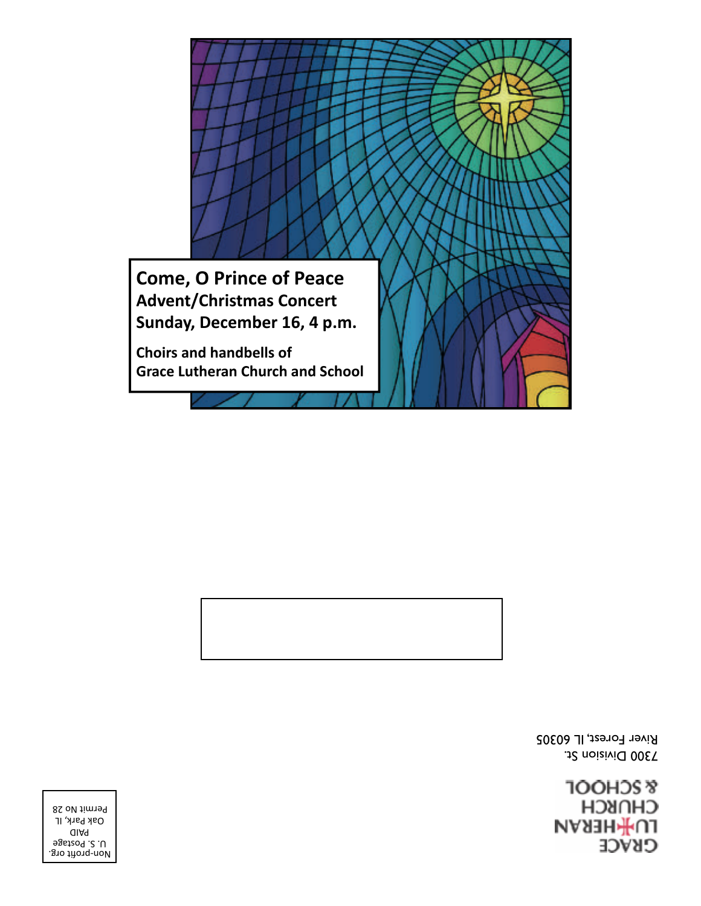**Come, O Prince of Peace**
**Advent/Christmas Concert**
**Sunday, December 16, 4 p.m.**

**Choirs and handbells of**
**Grace Lutheran Church and School**

GRACE
LUTHERAN
CHURCH
& SCHOOL

7300 Division St.
River Forest, IL 60305

Non-profit org.
U. S. Postage
PAID
Oak Park, IL
Permit No 28